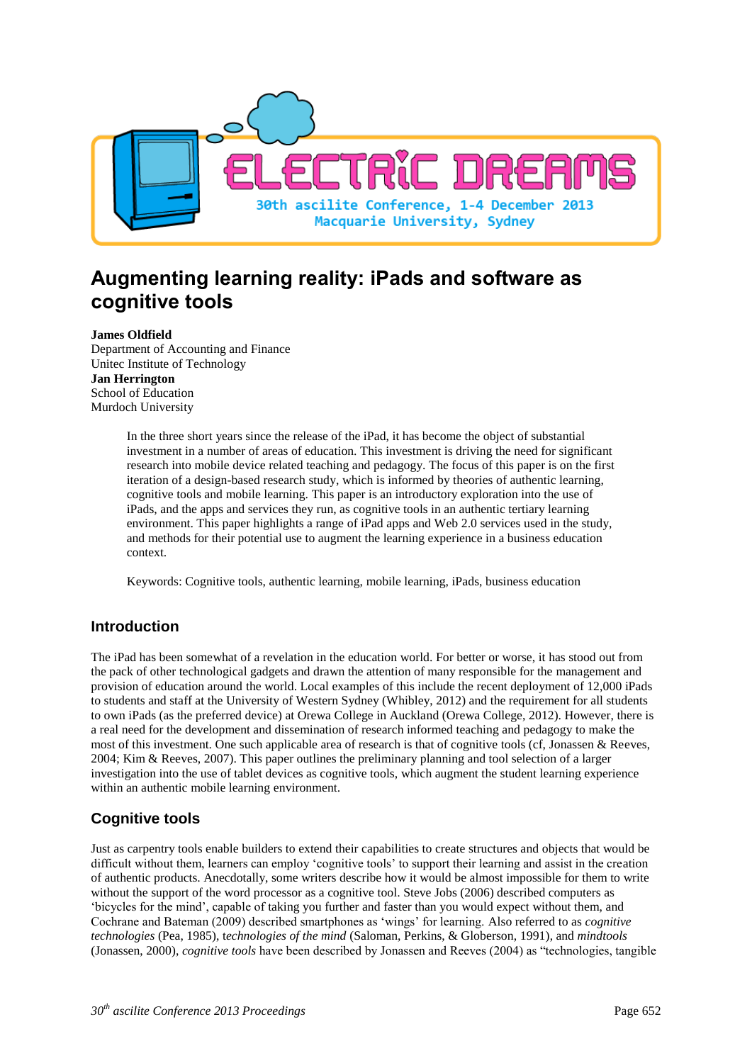# Augmenting learning reality: iPads and software as cognitive tools

**James Oldfield**
Department of Accounting and Finance
Unitec Institute of Technology
**Jan Herrington**
School of Education
Murdoch University

> In the three short years since the release of the iPad, it has become the object of substantial investment in a number of areas of education. This investment is driving the need for significant research into mobile device related teaching and pedagogy. The focus of this paper is on the first iteration of a design-based research study, which is informed by theories of authentic learning, cognitive tools and mobile learning. This paper is an introductory exploration into the use of iPads, and the apps and services they run, as cognitive tools in an authentic tertiary learning environment. This paper highlights a range of iPad apps and Web 2.0 services used in the study, and methods for their potential use to augment the learning experience in a business education context.
>
> Keywords: Cognitive tools, authentic learning, mobile learning, iPads, business education

## Introduction

The iPad has been somewhat of a revelation in the education world. For better or worse, it has stood out from the pack of other technological gadgets and drawn the attention of many responsible for the management and provision of education around the world. Local examples of this include the recent deployment of 12,000 iPads to students and staff at the University of Western Sydney (Whibley, 2012) and the requirement for all students to own iPads (as the preferred device) at Orewa College in Auckland (Orewa College, 2012). However, there is a real need for the development and dissemination of research informed teaching and pedagogy to make the most of this investment. One such applicable area of research is that of cognitive tools (cf, Jonassen & Reeves, 2004; Kim & Reeves, 2007). This paper outlines the preliminary planning and tool selection of a larger investigation into the use of tablet devices as cognitive tools, which augment the student learning experience within an authentic mobile learning environment.

## Cognitive tools

Just as carpentry tools enable builders to extend their capabilities to create structures and objects that would be difficult without them, learners can employ 'cognitive tools' to support their learning and assist in the creation of authentic products. Anecdotally, some writers describe how it would be almost impossible for them to write without the support of the word processor as a cognitive tool. Steve Jobs (2006) described computers as 'bicycles for the mind', capable of taking you further and faster than you would expect without them, and Cochrane and Bateman (2009) described smartphones as 'wings' for learning. Also referred to as *cognitive technologies* (Pea, 1985), *technologies of the mind* (Saloman, Perkins, & Globerson, 1991), and *mindtools* (Jonassen, 2000), *cognitive tools* have been described by Jonassen and Reeves (2004) as "technologies, tangible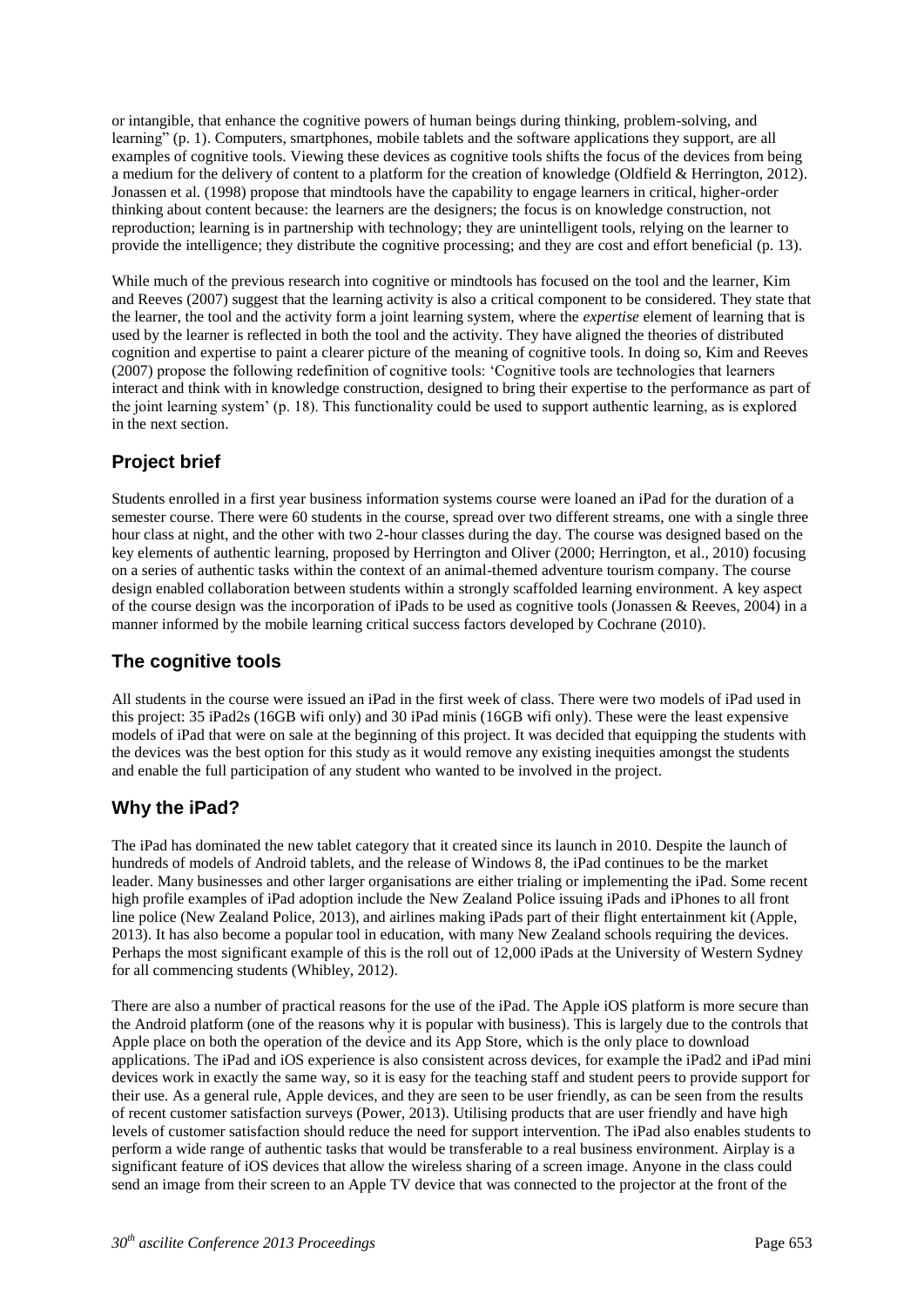or intangible, that enhance the cognitive powers of human beings during thinking, problem-solving, and learning" (p. 1). Computers, smartphones, mobile tablets and the software applications they support, are all examples of cognitive tools. Viewing these devices as cognitive tools shifts the focus of the devices from being a medium for the delivery of content to a platform for the creation of knowledge (Oldfield & Herrington, 2012). Jonassen et al. (1998) propose that mindtools have the capability to engage learners in critical, higher-order thinking about content because: the learners are the designers; the focus is on knowledge construction, not reproduction; learning is in partnership with technology; they are unintelligent tools, relying on the learner to provide the intelligence; they distribute the cognitive processing; and they are cost and effort beneficial (p. 13).

While much of the previous research into cognitive or mindtools has focused on the tool and the learner, Kim and Reeves (2007) suggest that the learning activity is also a critical component to be considered. They state that the learner, the tool and the activity form a joint learning system, where the *expertise* element of learning that is used by the learner is reflected in both the tool and the activity. They have aligned the theories of distributed cognition and expertise to paint a clearer picture of the meaning of cognitive tools. In doing so, Kim and Reeves (2007) propose the following redefinition of cognitive tools: 'Cognitive tools are technologies that learners interact and think with in knowledge construction, designed to bring their expertise to the performance as part of the joint learning system' (p. 18). This functionality could be used to support authentic learning, as is explored in the next section.

## Project brief

Students enrolled in a first year business information systems course were loaned an iPad for the duration of a semester course. There were 60 students in the course, spread over two different streams, one with a single three hour class at night, and the other with two 2-hour classes during the day. The course was designed based on the key elements of authentic learning, proposed by Herrington and Oliver (2000; Herrington, et al., 2010) focusing on a series of authentic tasks within the context of an animal-themed adventure tourism company. The course design enabled collaboration between students within a strongly scaffolded learning environment. A key aspect of the course design was the incorporation of iPads to be used as cognitive tools (Jonassen & Reeves, 2004) in a manner informed by the mobile learning critical success factors developed by Cochrane (2010).

## The cognitive tools

All students in the course were issued an iPad in the first week of class. There were two models of iPad used in this project: 35 iPad2s (16GB wifi only) and 30 iPad minis (16GB wifi only). These were the least expensive models of iPad that were on sale at the beginning of this project. It was decided that equipping the students with the devices was the best option for this study as it would remove any existing inequities amongst the students and enable the full participation of any student who wanted to be involved in the project.

## Why the iPad?

The iPad has dominated the new tablet category that it created since its launch in 2010. Despite the launch of hundreds of models of Android tablets, and the release of Windows 8, the iPad continues to be the market leader. Many businesses and other larger organisations are either trialing or implementing the iPad. Some recent high profile examples of iPad adoption include the New Zealand Police issuing iPads and iPhones to all front line police (New Zealand Police, 2013), and airlines making iPads part of their flight entertainment kit (Apple, 2013). It has also become a popular tool in education, with many New Zealand schools requiring the devices. Perhaps the most significant example of this is the roll out of 12,000 iPads at the University of Western Sydney for all commencing students (Whibley, 2012).

There are also a number of practical reasons for the use of the iPad. The Apple iOS platform is more secure than the Android platform (one of the reasons why it is popular with business). This is largely due to the controls that Apple place on both the operation of the device and its App Store, which is the only place to download applications. The iPad and iOS experience is also consistent across devices, for example the iPad2 and iPad mini devices work in exactly the same way, so it is easy for the teaching staff and student peers to provide support for their use. As a general rule, Apple devices, and they are seen to be user friendly, as can be seen from the results of recent customer satisfaction surveys (Power, 2013). Utilising products that are user friendly and have high levels of customer satisfaction should reduce the need for support intervention. The iPad also enables students to perform a wide range of authentic tasks that would be transferable to a real business environment. Airplay is a significant feature of iOS devices that allow the wireless sharing of a screen image. Anyone in the class could send an image from their screen to an Apple TV device that was connected to the projector at the front of the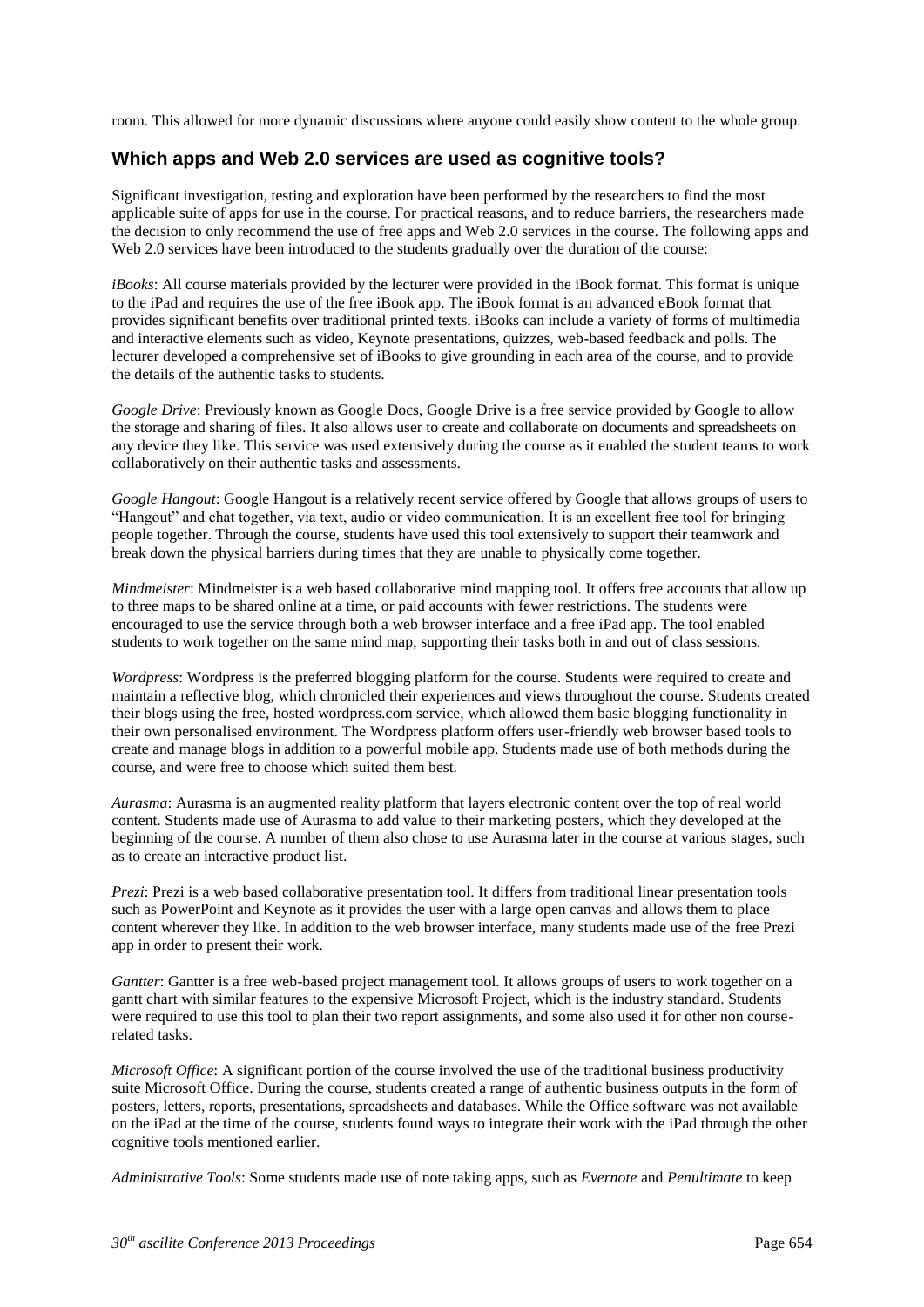room. This allowed for more dynamic discussions where anyone could easily show content to the whole group.

## Which apps and Web 2.0 services are used as cognitive tools?

Significant investigation, testing and exploration have been performed by the researchers to find the most applicable suite of apps for use in the course. For practical reasons, and to reduce barriers, the researchers made the decision to only recommend the use of free apps and Web 2.0 services in the course. The following apps and Web 2.0 services have been introduced to the students gradually over the duration of the course:

*iBooks*: All course materials provided by the lecturer were provided in the iBook format. This format is unique to the iPad and requires the use of the free iBook app. The iBook format is an advanced eBook format that provides significant benefits over traditional printed texts. iBooks can include a variety of forms of multimedia and interactive elements such as video, Keynote presentations, quizzes, web-based feedback and polls. The lecturer developed a comprehensive set of iBooks to give grounding in each area of the course, and to provide the details of the authentic tasks to students.

*Google Drive*: Previously known as Google Docs, Google Drive is a free service provided by Google to allow the storage and sharing of files. It also allows user to create and collaborate on documents and spreadsheets on any device they like. This service was used extensively during the course as it enabled the student teams to work collaboratively on their authentic tasks and assessments.

*Google Hangout*: Google Hangout is a relatively recent service offered by Google that allows groups of users to "Hangout" and chat together, via text, audio or video communication. It is an excellent free tool for bringing people together. Through the course, students have used this tool extensively to support their teamwork and break down the physical barriers during times that they are unable to physically come together.

*Mindmeister*: Mindmeister is a web based collaborative mind mapping tool. It offers free accounts that allow up to three maps to be shared online at a time, or paid accounts with fewer restrictions. The students were encouraged to use the service through both a web browser interface and a free iPad app. The tool enabled students to work together on the same mind map, supporting their tasks both in and out of class sessions.

*Wordpress*: Wordpress is the preferred blogging platform for the course. Students were required to create and maintain a reflective blog, which chronicled their experiences and views throughout the course. Students created their blogs using the free, hosted wordpress.com service, which allowed them basic blogging functionality in their own personalised environment. The Wordpress platform offers user-friendly web browser based tools to create and manage blogs in addition to a powerful mobile app. Students made use of both methods during the course, and were free to choose which suited them best.

*Aurasma*: Aurasma is an augmented reality platform that layers electronic content over the top of real world content. Students made use of Aurasma to add value to their marketing posters, which they developed at the beginning of the course. A number of them also chose to use Aurasma later in the course at various stages, such as to create an interactive product list.

*Prezi*: Prezi is a web based collaborative presentation tool. It differs from traditional linear presentation tools such as PowerPoint and Keynote as it provides the user with a large open canvas and allows them to place content wherever they like. In addition to the web browser interface, many students made use of the free Prezi app in order to present their work.

*Gantter*: Gantter is a free web-based project management tool. It allows groups of users to work together on a gantt chart with similar features to the expensive Microsoft Project, which is the industry standard. Students were required to use this tool to plan their two report assignments, and some also used it for other non course-related tasks.

*Microsoft Office*: A significant portion of the course involved the use of the traditional business productivity suite Microsoft Office. During the course, students created a range of authentic business outputs in the form of posters, letters, reports, presentations, spreadsheets and databases. While the Office software was not available on the iPad at the time of the course, students found ways to integrate their work with the iPad through the other cognitive tools mentioned earlier.

*Administrative Tools*: Some students made use of note taking apps, such as *Evernote* and *Penultimate* to keep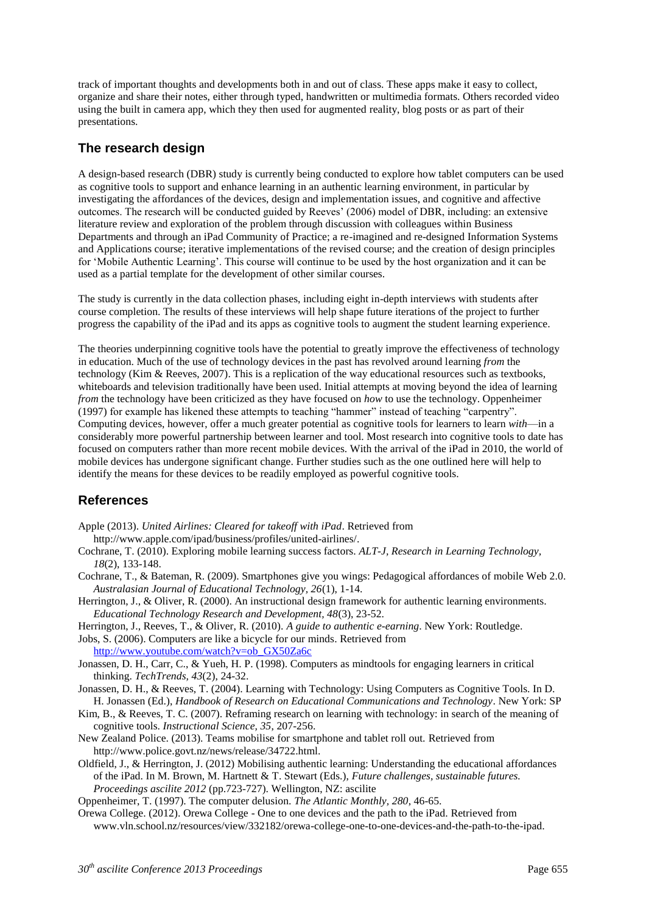track of important thoughts and developments both in and out of class. These apps make it easy to collect, organize and share their notes, either through typed, handwritten or multimedia formats. Others recorded video using the built in camera app, which they then used for augmented reality, blog posts or as part of their presentations.

## The research design

A design-based research (DBR) study is currently being conducted to explore how tablet computers can be used as cognitive tools to support and enhance learning in an authentic learning environment, in particular by investigating the affordances of the devices, design and implementation issues, and cognitive and affective outcomes. The research will be conducted guided by Reeves' (2006) model of DBR, including: an extensive literature review and exploration of the problem through discussion with colleagues within Business Departments and through an iPad Community of Practice; a re-imagined and re-designed Information Systems and Applications course; iterative implementations of the revised course; and the creation of design principles for 'Mobile Authentic Learning'. This course will continue to be used by the host organization and it can be used as a partial template for the development of other similar courses.

The study is currently in the data collection phases, including eight in-depth interviews with students after course completion. The results of these interviews will help shape future iterations of the project to further progress the capability of the iPad and its apps as cognitive tools to augment the student learning experience.

The theories underpinning cognitive tools have the potential to greatly improve the effectiveness of technology in education. Much of the use of technology devices in the past has revolved around learning *from* the technology (Kim & Reeves, 2007). This is a replication of the way educational resources such as textbooks, whiteboards and television traditionally have been used. Initial attempts at moving beyond the idea of learning *from* the technology have been criticized as they have focused on *how* to use the technology. Oppenheimer (1997) for example has likened these attempts to teaching "hammer" instead of teaching "carpentry". Computing devices, however, offer a much greater potential as cognitive tools for learners to learn *with*—in a considerably more powerful partnership between learner and tool. Most research into cognitive tools to date has focused on computers rather than more recent mobile devices. With the arrival of the iPad in 2010, the world of mobile devices has undergone significant change. Further studies such as the one outlined here will help to identify the means for these devices to be readily employed as powerful cognitive tools.

## References

Apple (2013). *United Airlines: Cleared for takeoff with iPad*. Retrieved from http://www.apple.com/ipad/business/profiles/united-airlines/.

Cochrane, T. (2010). Exploring mobile learning success factors. *ALT-J, Research in Learning Technology, 18*(2), 133-148.

Cochrane, T., & Bateman, R. (2009). Smartphones give you wings: Pedagogical affordances of mobile Web 2.0. *Australasian Journal of Educational Technology, 26*(1), 1-14.

Herrington, J., & Oliver, R. (2000). An instructional design framework for authentic learning environments. *Educational Technology Research and Development, 48*(3), 23-52.

Herrington, J., Reeves, T., & Oliver, R. (2010). *A guide to authentic e-earning*. New York: Routledge.

Jobs, S. (2006). Computers are like a bicycle for our minds. Retrieved from http://www.youtube.com/watch?v=ob_GX50Za6c

Jonassen, D. H., Carr, C., & Yueh, H. P. (1998). Computers as mindtools for engaging learners in critical thinking. *TechTrends, 43*(2), 24-32.

Jonassen, D. H., & Reeves, T. (2004). Learning with Technology: Using Computers as Cognitive Tools. In D. H. Jonassen (Ed.), *Handbook of Research on Educational Communications and Technology*. New York: SP

Kim, B., & Reeves, T. C. (2007). Reframing research on learning with technology: in search of the meaning of cognitive tools. *Instructional Science, 35*, 207-256.

New Zealand Police. (2013). Teams mobilise for smartphone and tablet roll out. Retrieved from http://www.police.govt.nz/news/release/34722.html.

Oldfield, J., & Herrington, J. (2012) Mobilising authentic learning: Understanding the educational affordances of the iPad. In M. Brown, M. Hartnett & T. Stewart (Eds.), *Future challenges, sustainable futures. Proceedings ascilite 2012* (pp.723-727). Wellington, NZ: ascilite

Oppenheimer, T. (1997). The computer delusion. *The Atlantic Monthly, 280*, 46-65.

Orewa College. (2012). Orewa College - One to one devices and the path to the iPad. Retrieved from www.vln.school.nz/resources/view/332182/orewa-college-one-to-one-devices-and-the-path-to-the-ipad.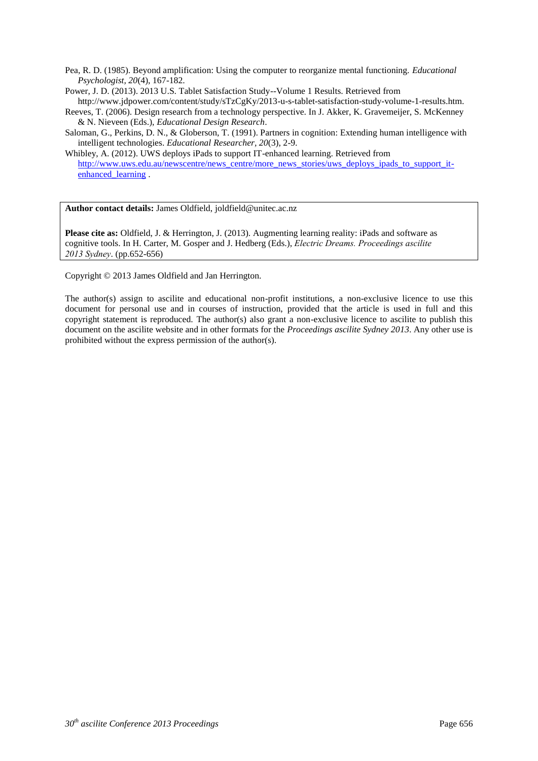Pea, R. D. (1985). Beyond amplification: Using the computer to reorganize mental functioning. *Educational Psychologist, 20*(4), 167-182.

Power, J. D. (2013). 2013 U.S. Tablet Satisfaction Study--Volume 1 Results. Retrieved from http://www.jdpower.com/content/study/sTzCgKy/2013-u-s-tablet-satisfaction-study-volume-1-results.htm.

Reeves, T. (2006). Design research from a technology perspective. In J. Akker, K. Gravemeijer, S. McKenney & N. Nieveen (Eds.), *Educational Design Research*.

Saloman, G., Perkins, D. N., & Globerson, T. (1991). Partners in cognition: Extending human intelligence with intelligent technologies. *Educational Researcher, 20*(3), 2-9.

Whibley, A. (2012). UWS deploys iPads to support IT-enhanced learning. Retrieved from http://www.uws.edu.au/newscentre/news_centre/more_news_stories/uws_deploys_ipads_to_support_it-enhanced_learning .

**Author contact details:** James Oldfield, joldfield@unitec.ac.nz

**Please cite as:** Oldfield, J. & Herrington, J. (2013). Augmenting learning reality: iPads and software as cognitive tools. In H. Carter, M. Gosper and J. Hedberg (Eds.), *Electric Dreams. Proceedings ascilite 2013 Sydney*. (pp.652-656)

Copyright © 2013 James Oldfield and Jan Herrington.

The author(s) assign to ascilite and educational non-profit institutions, a non-exclusive licence to use this document for personal use and in courses of instruction, provided that the article is used in full and this copyright statement is reproduced. The author(s) also grant a non-exclusive licence to ascilite to publish this document on the ascilite website and in other formats for the *Proceedings ascilite Sydney 2013*. Any other use is prohibited without the express permission of the author(s).